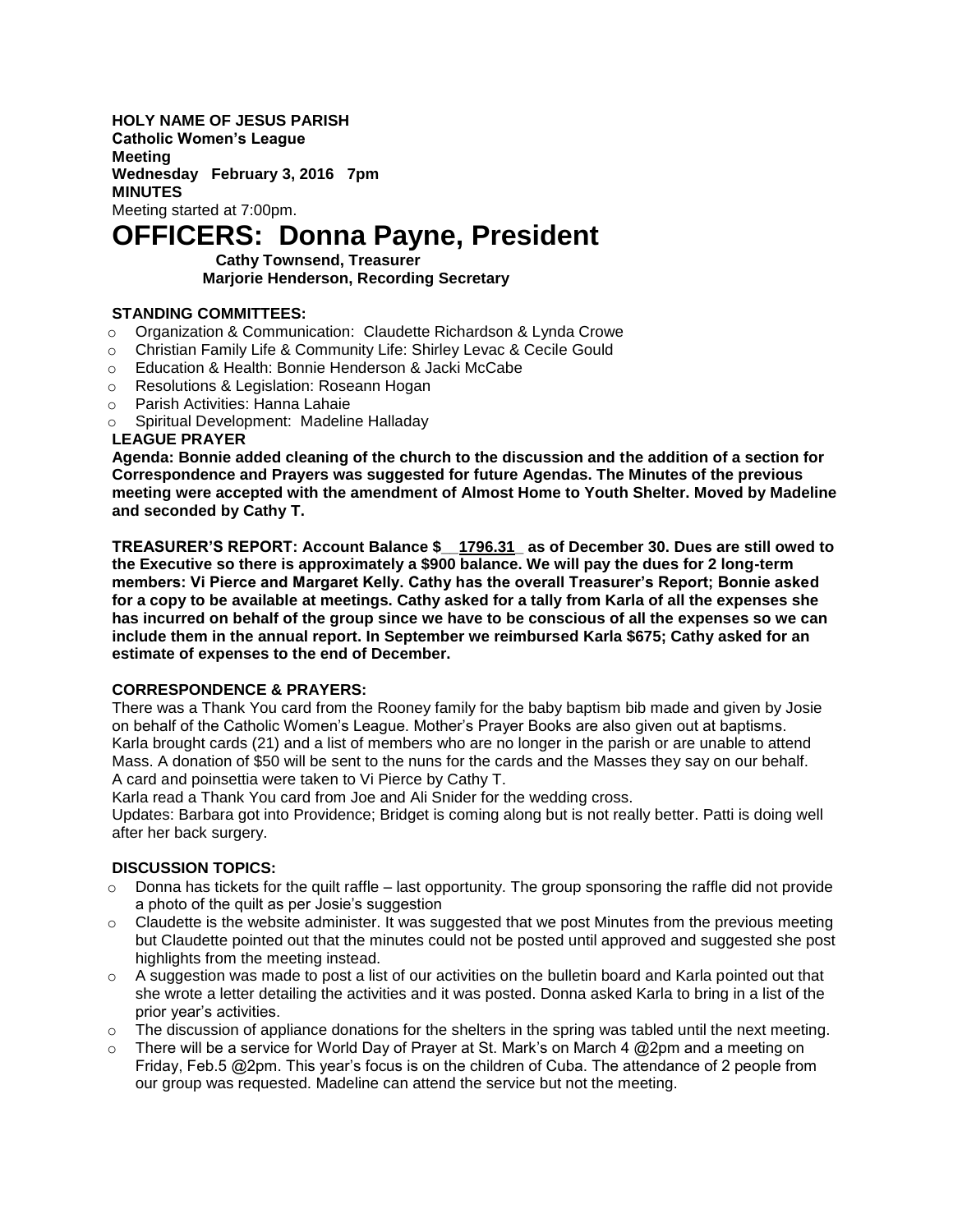**HOLY NAME OF JESUS PARISH**
**Catholic Women's League**
**Meeting**
**Wednesday February 3, 2016 7pm**
**MINUTES**

Meeting started at 7:00pm.

# OFFICERS: Donna Payne, President

**Cathy Townsend, Treasurer**
**Marjorie Henderson, Recording Secretary**

**STANDING COMMITTEES:**

- Organization & Communication: Claudette Richardson & Lynda Crowe
- Christian Family Life & Community Life: Shirley Levac & Cecile Gould
- Education & Health: Bonnie Henderson & Jacki McCabe
- Resolutions & Legislation: Roseann Hogan
- Parish Activities: Hanna Lahaie
- Spiritual Development: Madeline Halladay

**LEAGUE PRAYER**

**Agenda: Bonnie added cleaning of the church to the discussion and the addition of a section for Correspondence and Prayers was suggested for future Agendas. The Minutes of the previous meeting were accepted with the amendment of Almost Home to Youth Shelter. Moved by Madeline and seconded by Cathy T.**

**TREASURER'S REPORT: Account Balance $__1796.31_ as of December 30. Dues are still owed to the Executive so there is approximately a $900 balance. We will pay the dues for 2 long-term members: Vi Pierce and Margaret Kelly. Cathy has the overall Treasurer's Report; Bonnie asked for a copy to be available at meetings. Cathy asked for a tally from Karla of all the expenses she has incurred on behalf of the group since we have to be conscious of all the expenses so we can include them in the annual report. In September we reimbursed Karla $675; Cathy asked for an estimate of expenses to the end of December.**

**CORRESPONDENCE & PRAYERS:**

There was a Thank You card from the Rooney family for the baby baptism bib made and given by Josie on behalf of the Catholic Women's League. Mother's Prayer Books are also given out at baptisms.
Karla brought cards (21) and a list of members who are no longer in the parish or are unable to attend Mass. A donation of $50 will be sent to the nuns for the cards and the Masses they say on our behalf.
A card and poinsettia were taken to Vi Pierce by Cathy T.
Karla read a Thank You card from Joe and Ali Snider for the wedding cross.
Updates: Barbara got into Providence; Bridget is coming along but is not really better. Patti is doing well after her back surgery.

**DISCUSSION TOPICS:**

- Donna has tickets for the quilt raffle – last opportunity. The group sponsoring the raffle did not provide a photo of the quilt as per Josie's suggestion
- Claudette is the website administer. It was suggested that we post Minutes from the previous meeting but Claudette pointed out that the minutes could not be posted until approved and suggested she post highlights from the meeting instead.
- A suggestion was made to post a list of our activities on the bulletin board and Karla pointed out that she wrote a letter detailing the activities and it was posted. Donna asked Karla to bring in a list of the prior year's activities.
- The discussion of appliance donations for the shelters in the spring was tabled until the next meeting.
- There will be a service for World Day of Prayer at St. Mark's on March 4 @2pm and a meeting on Friday, Feb.5 @2pm. This year's focus is on the children of Cuba. The attendance of 2 people from our group was requested. Madeline can attend the service but not the meeting.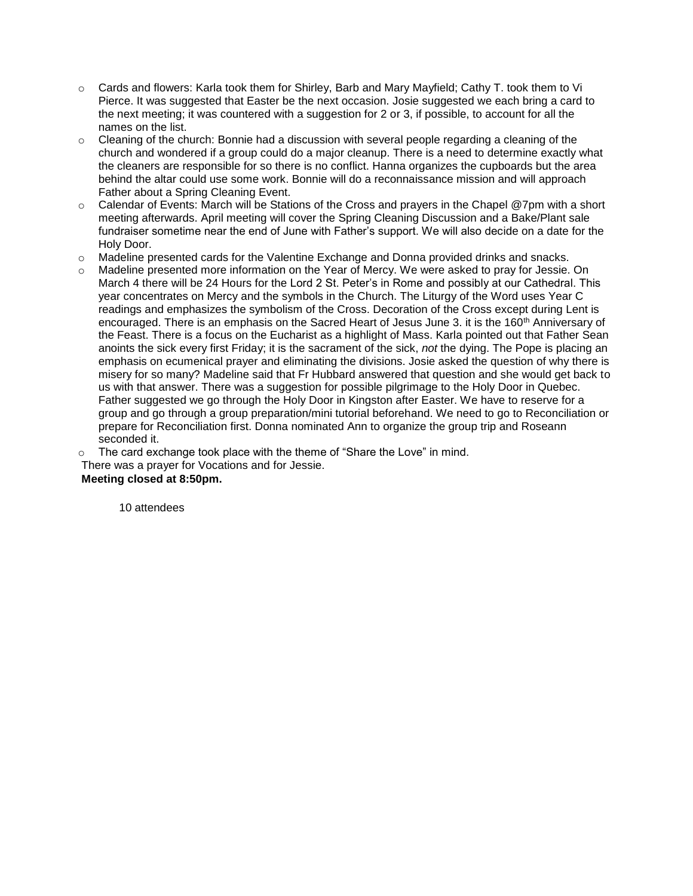- Cards and flowers: Karla took them for Shirley, Barb and Mary Mayfield; Cathy T. took them to Vi Pierce. It was suggested that Easter be the next occasion. Josie suggested we each bring a card to the next meeting; it was countered with a suggestion for 2 or 3, if possible, to account for all the names on the list.
- Cleaning of the church: Bonnie had a discussion with several people regarding a cleaning of the church and wondered if a group could do a major cleanup. There is a need to determine exactly what the cleaners are responsible for so there is no conflict. Hanna organizes the cupboards but the area behind the altar could use some work. Bonnie will do a reconnaissance mission and will approach Father about a Spring Cleaning Event.
- Calendar of Events: March will be Stations of the Cross and prayers in the Chapel @7pm with a short meeting afterwards. April meeting will cover the Spring Cleaning Discussion and a Bake/Plant sale fundraiser sometime near the end of June with Father's support. We will also decide on a date for the Holy Door.
- Madeline presented cards for the Valentine Exchange and Donna provided drinks and snacks.
- Madeline presented more information on the Year of Mercy. We were asked to pray for Jessie. On March 4 there will be 24 Hours for the Lord 2 St. Peter's in Rome and possibly at our Cathedral. This year concentrates on Mercy and the symbols in the Church. The Liturgy of the Word uses Year C readings and emphasizes the symbolism of the Cross. Decoration of the Cross except during Lent is encouraged. There is an emphasis on the Sacred Heart of Jesus June 3. it is the 160th Anniversary of the Feast. There is a focus on the Eucharist as a highlight of Mass. Karla pointed out that Father Sean anoints the sick every first Friday; it is the sacrament of the sick, *not* the dying. The Pope is placing an emphasis on ecumenical prayer and eliminating the divisions. Josie asked the question of why there is misery for so many? Madeline said that Fr Hubbard answered that question and she would get back to us with that answer. There was a suggestion for possible pilgrimage to the Holy Door in Quebec. Father suggested we go through the Holy Door in Kingston after Easter. We have to reserve for a group and go through a group preparation/mini tutorial beforehand. We need to go to Reconciliation or prepare for Reconciliation first. Donna nominated Ann to organize the group trip and Roseann seconded it.
- The card exchange took place with the theme of "Share the Love" in mind.

There was a prayer for Vocations and for Jessie.

**Meeting closed at 8:50pm.**

10 attendees